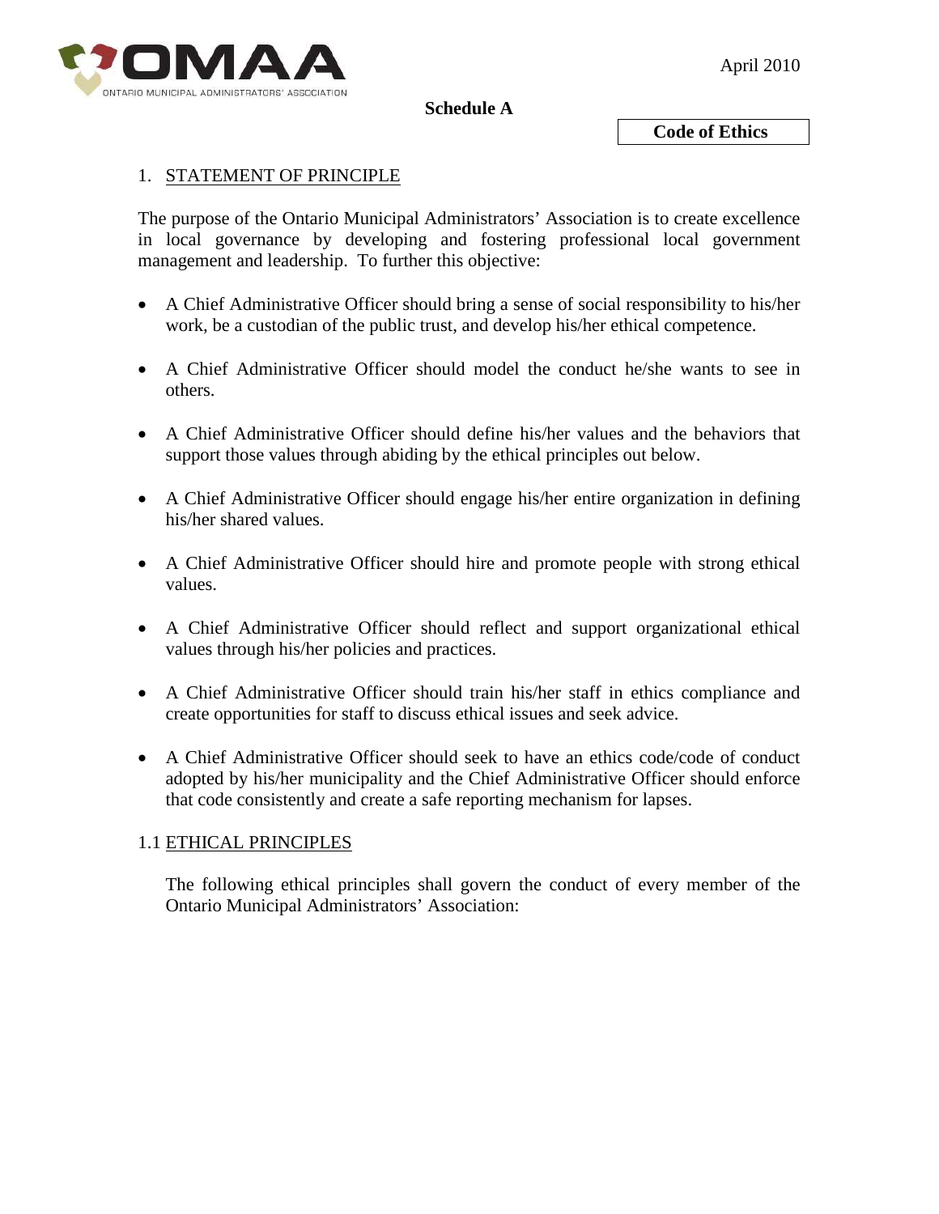ONTARIO MUNICIPAL ADMINISTRATORS' ASSOCIATION

April 2010

**Schedule A**

**Code of Ethics**

## 1. STATEMENT OF PRINCIPLE

The purpose of the Ontario Municipal Administrators' Association is to create excellence in local governance by developing and fostering professional local government management and leadership. To further this objective:

- A Chief Administrative Officer should bring a sense of social responsibility to his/her work, be a custodian of the public trust, and develop his/her ethical competence.
- A Chief Administrative Officer should model the conduct he/she wants to see in others.
- A Chief Administrative Officer should define his/her values and the behaviors that support those values through abiding by the ethical principles out below.
- A Chief Administrative Officer should engage his/her entire organization in defining his/her shared values.
- A Chief Administrative Officer should hire and promote people with strong ethical values.
- A Chief Administrative Officer should reflect and support organizational ethical values through his/her policies and practices.
- A Chief Administrative Officer should train his/her staff in ethics compliance and create opportunities for staff to discuss ethical issues and seek advice.
- A Chief Administrative Officer should seek to have an ethics code/code of conduct adopted by his/her municipality and the Chief Administrative Officer should enforce that code consistently and create a safe reporting mechanism for lapses.

### 1.1 ETHICAL PRINCIPLES

The following ethical principles shall govern the conduct of every member of the Ontario Municipal Administrators' Association: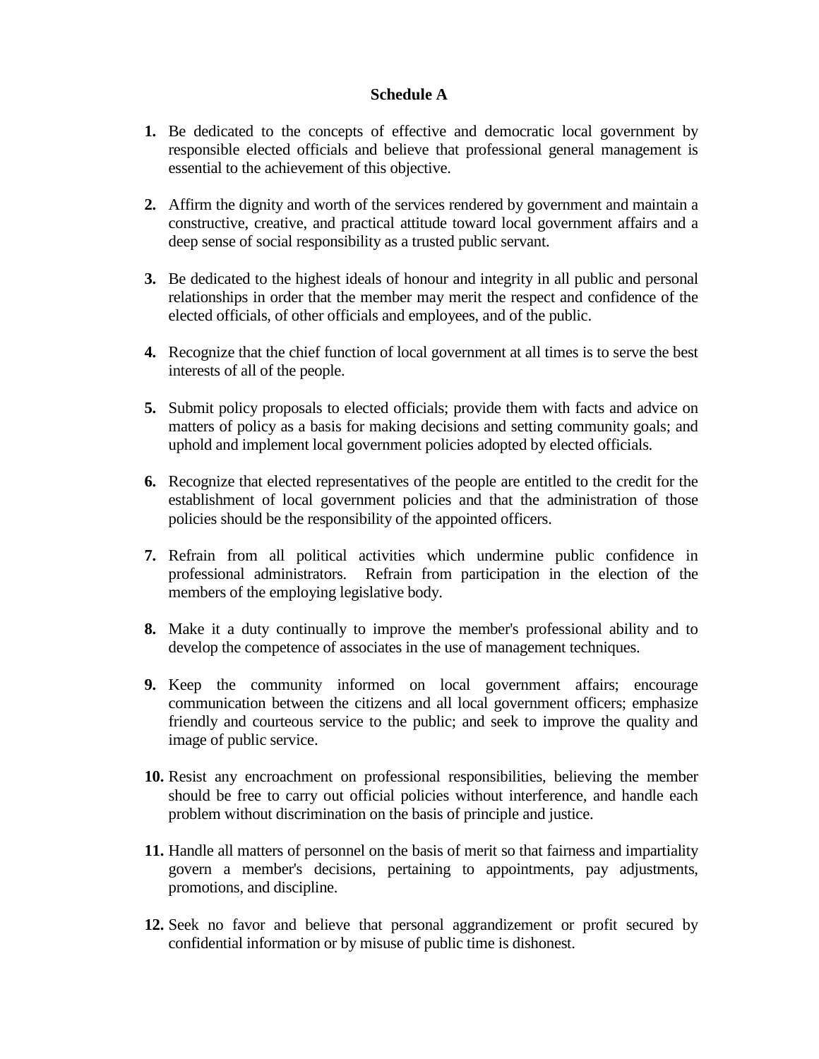**Schedule A**

1. Be dedicated to the concepts of effective and democratic local government by responsible elected officials and believe that professional general management is essential to the achievement of this objective.

2. Affirm the dignity and worth of the services rendered by government and maintain a constructive, creative, and practical attitude toward local government affairs and a deep sense of social responsibility as a trusted public servant.

3. Be dedicated to the highest ideals of honour and integrity in all public and personal relationships in order that the member may merit the respect and confidence of the elected officials, of other officials and employees, and of the public.

4. Recognize that the chief function of local government at all times is to serve the best interests of all of the people.

5. Submit policy proposals to elected officials; provide them with facts and advice on matters of policy as a basis for making decisions and setting community goals; and uphold and implement local government policies adopted by elected officials.

6. Recognize that elected representatives of the people are entitled to the credit for the establishment of local government policies and that the administration of those policies should be the responsibility of the appointed officers.

7. Refrain from all political activities which undermine public confidence in professional administrators. Refrain from participation in the election of the members of the employing legislative body.

8. Make it a duty continually to improve the member's professional ability and to develop the competence of associates in the use of management techniques.

9. Keep the community informed on local government affairs; encourage communication between the citizens and all local government officers; emphasize friendly and courteous service to the public; and seek to improve the quality and image of public service.

10. Resist any encroachment on professional responsibilities, believing the member should be free to carry out official policies without interference, and handle each problem without discrimination on the basis of principle and justice.

11. Handle all matters of personnel on the basis of merit so that fairness and impartiality govern a member's decisions, pertaining to appointments, pay adjustments, promotions, and discipline.

12. Seek no favor and believe that personal aggrandizement or profit secured by confidential information or by misuse of public time is dishonest.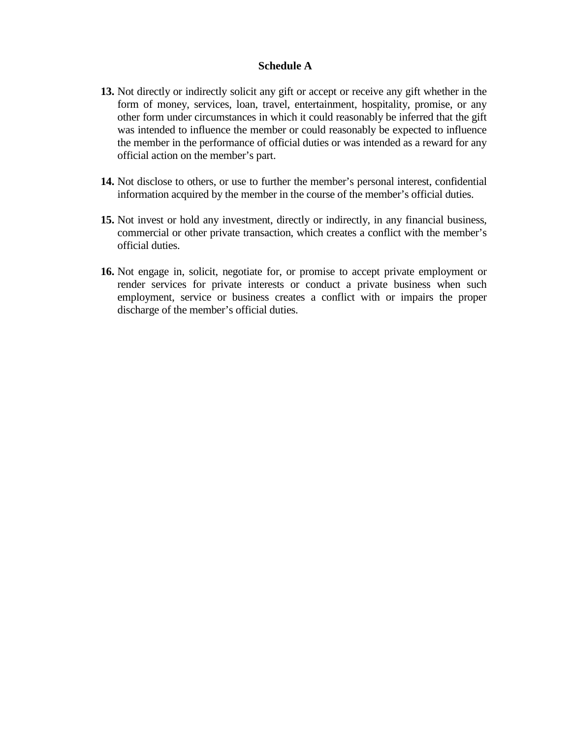### Schedule A

**13.** Not directly or indirectly solicit any gift or accept or receive any gift whether in the form of money, services, loan, travel, entertainment, hospitality, promise, or any other form under circumstances in which it could reasonably be inferred that the gift was intended to influence the member or could reasonably be expected to influence the member in the performance of official duties or was intended as a reward for any official action on the member's part.

**14.** Not disclose to others, or use to further the member's personal interest, confidential information acquired by the member in the course of the member's official duties.

**15.** Not invest or hold any investment, directly or indirectly, in any financial business, commercial or other private transaction, which creates a conflict with the member's official duties.

**16.** Not engage in, solicit, negotiate for, or promise to accept private employment or render services for private interests or conduct a private business when such employment, service or business creates a conflict with or impairs the proper discharge of the member's official duties.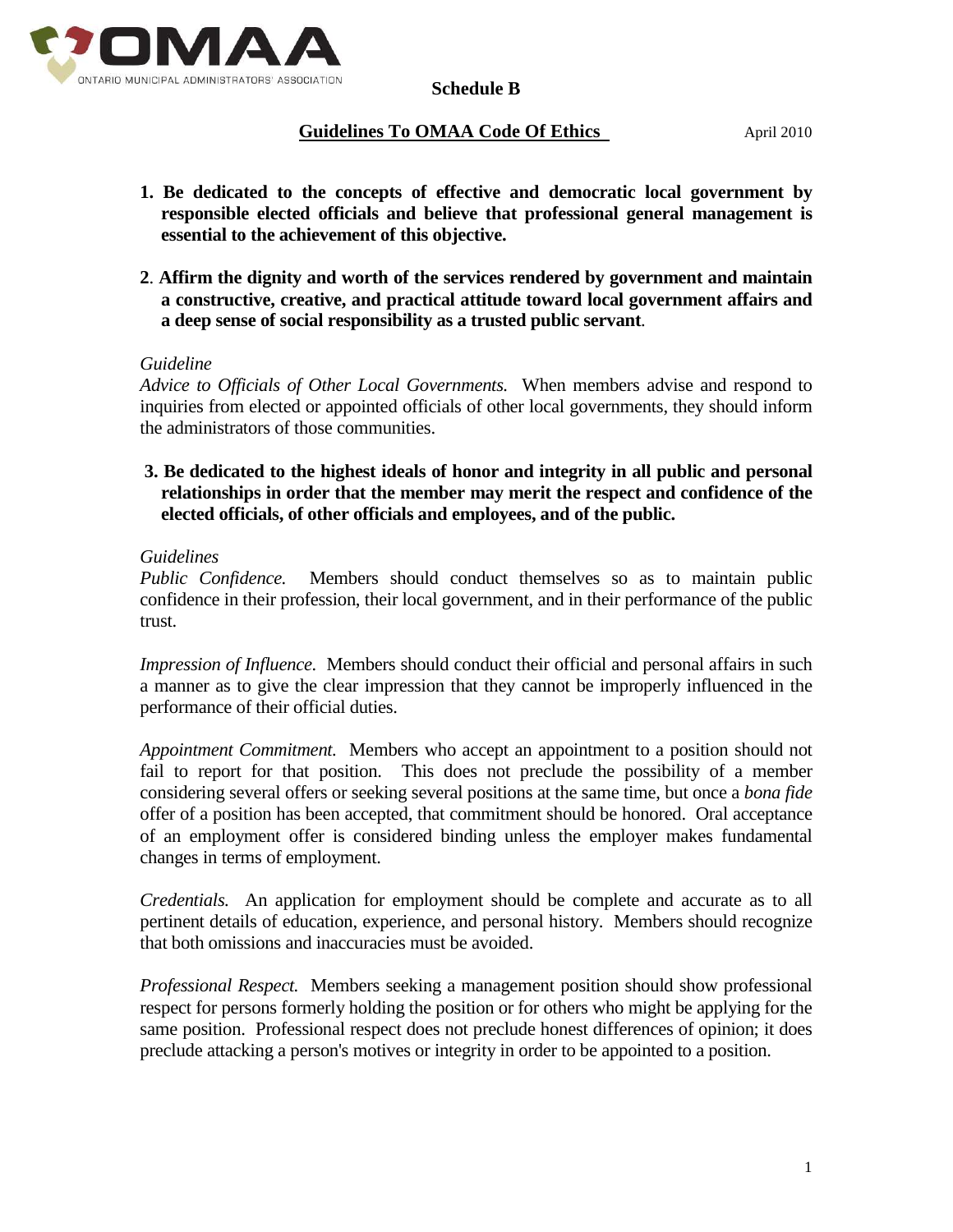**Schedule B**

## Guidelines To OMAA Code Of Ethics

April 2010

**1. Be dedicated to the concepts of effective and democratic local government by responsible elected officials and believe that professional general management is essential to the achievement of this objective.**

**2. Affirm the dignity and worth of the services rendered by government and maintain a constructive, creative, and practical attitude toward local government affairs and a deep sense of social responsibility as a trusted public servant.**

*Guideline*

*Advice to Officials of Other Local Governments.* When members advise and respond to inquiries from elected or appointed officials of other local governments, they should inform the administrators of those communities.

**3. Be dedicated to the highest ideals of honor and integrity in all public and personal relationships in order that the member may merit the respect and confidence of the elected officials, of other officials and employees, and of the public.**

*Guidelines*

*Public Confidence.* Members should conduct themselves so as to maintain public confidence in their profession, their local government, and in their performance of the public trust.

*Impression of Influence.* Members should conduct their official and personal affairs in such a manner as to give the clear impression that they cannot be improperly influenced in the performance of their official duties.

*Appointment Commitment.* Members who accept an appointment to a position should not fail to report for that position. This does not preclude the possibility of a member considering several offers or seeking several positions at the same time, but once a *bona fide* offer of a position has been accepted, that commitment should be honored. Oral acceptance of an employment offer is considered binding unless the employer makes fundamental changes in terms of employment.

*Credentials.* An application for employment should be complete and accurate as to all pertinent details of education, experience, and personal history. Members should recognize that both omissions and inaccuracies must be avoided.

*Professional Respect.* Members seeking a management position should show professional respect for persons formerly holding the position or for others who might be applying for the same position. Professional respect does not preclude honest differences of opinion; it does preclude attacking a person's motives or integrity in order to be appointed to a position.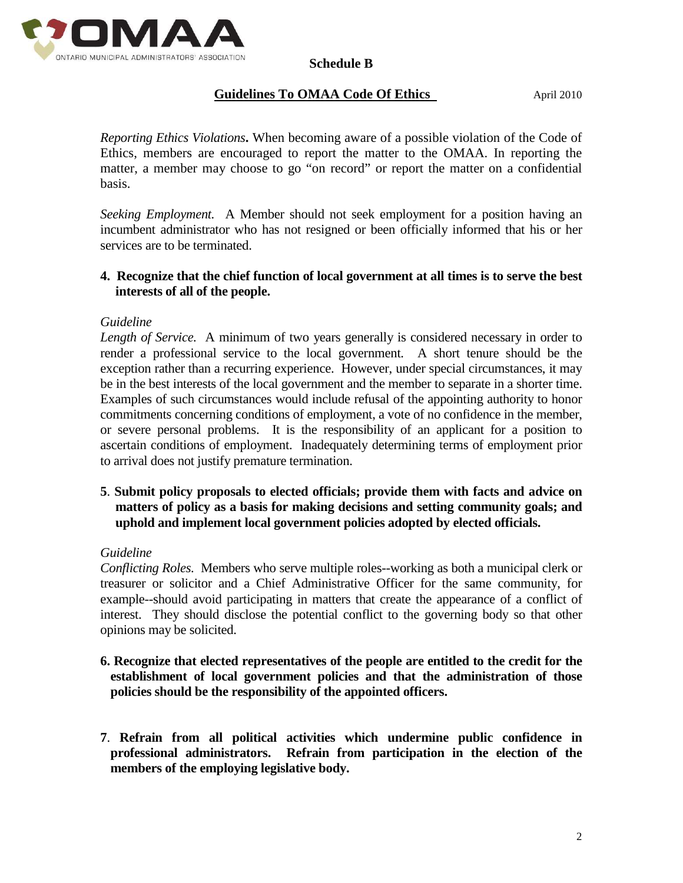**Schedule B**

**Guidelines To OMAA Code Of Ethics** April 2010

*Reporting Ethics Violations***.** When becoming aware of a possible violation of the Code of Ethics, members are encouraged to report the matter to the OMAA. In reporting the matter, a member may choose to go "on record" or report the matter on a confidential basis.

*Seeking Employment.* A Member should not seek employment for a position having an incumbent administrator who has not resigned or been officially informed that his or her services are to be terminated.

**4. Recognize that the chief function of local government at all times is to serve the best interests of all of the people.**

*Guideline*

*Length of Service.* A minimum of two years generally is considered necessary in order to render a professional service to the local government. A short tenure should be the exception rather than a recurring experience. However, under special circumstances, it may be in the best interests of the local government and the member to separate in a shorter time. Examples of such circumstances would include refusal of the appointing authority to honor commitments concerning conditions of employment, a vote of no confidence in the member, or severe personal problems. It is the responsibility of an applicant for a position to ascertain conditions of employment. Inadequately determining terms of employment prior to arrival does not justify premature termination.

**5**. **Submit policy proposals to elected officials; provide them with facts and advice on matters of policy as a basis for making decisions and setting community goals; and uphold and implement local government policies adopted by elected officials.**

*Guideline*

*Conflicting Roles.* Members who serve multiple roles--working as both a municipal clerk or treasurer or solicitor and a Chief Administrative Officer for the same community, for example--should avoid participating in matters that create the appearance of a conflict of interest. They should disclose the potential conflict to the governing body so that other opinions may be solicited.

**6. Recognize that elected representatives of the people are entitled to the credit for the establishment of local government policies and that the administration of those policies should be the responsibility of the appointed officers.**

**7**. **Refrain from all political activities which undermine public confidence in professional administrators. Refrain from participation in the election of the members of the employing legislative body.**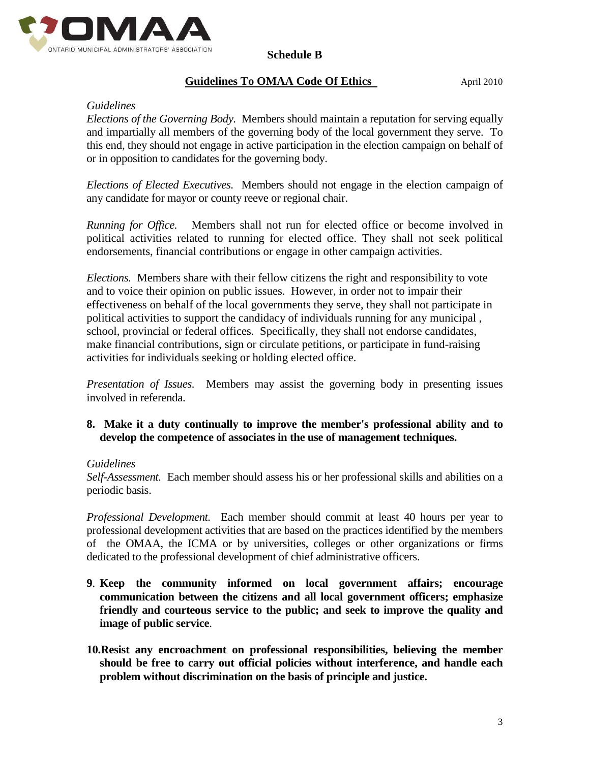**Schedule B**

**Guidelines To OMAA Code Of Ethics** April 2010

*Guidelines*

*Elections of the Governing Body.* Members should maintain a reputation for serving equally and impartially all members of the governing body of the local government they serve. To this end, they should not engage in active participation in the election campaign on behalf of or in opposition to candidates for the governing body.

*Elections of Elected Executives.* Members should not engage in the election campaign of any candidate for mayor or county reeve or regional chair.

*Running for Office.* Members shall not run for elected office or become involved in political activities related to running for elected office. They shall not seek political endorsements, financial contributions or engage in other campaign activities.

*Elections.* Members share with their fellow citizens the right and responsibility to vote and to voice their opinion on public issues. However, in order not to impair their effectiveness on behalf of the local governments they serve, they shall not participate in political activities to support the candidacy of individuals running for any municipal , school, provincial or federal offices. Specifically, they shall not endorse candidates, make financial contributions, sign or circulate petitions, or participate in fund-raising activities for individuals seeking or holding elected office.

*Presentation of Issues.* Members may assist the governing body in presenting issues involved in referenda.

**8. Make it a duty continually to improve the member's professional ability and to develop the competence of associates in the use of management techniques.**

*Guidelines*

*Self-Assessment.* Each member should assess his or her professional skills and abilities on a periodic basis.

*Professional Development.* Each member should commit at least 40 hours per year to professional development activities that are based on the practices identified by the members of the OMAA, the ICMA or by universities, colleges or other organizations or firms dedicated to the professional development of chief administrative officers.

**9. Keep the community informed on local government affairs; encourage communication between the citizens and all local government officers; emphasize friendly and courteous service to the public; and seek to improve the quality and image of public service.**

**10. Resist any encroachment on professional responsibilities, believing the member should be free to carry out official policies without interference, and handle each problem without discrimination on the basis of principle and justice.**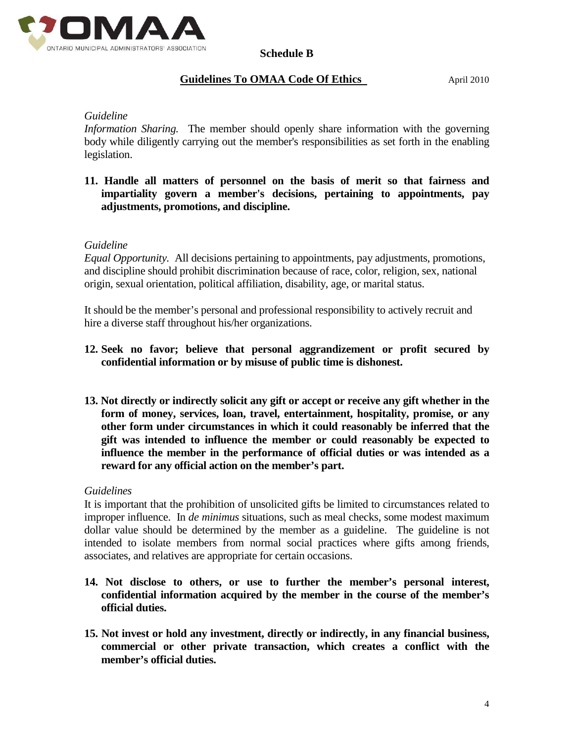**Schedule B**

**Guidelines To OMAA Code Of Ethics** April 2010

*Guideline*
*Information Sharing.* The member should openly share information with the governing body while diligently carrying out the member's responsibilities as set forth in the enabling legislation.

**11. Handle all matters of personnel on the basis of merit so that fairness and impartiality govern a member's decisions, pertaining to appointments, pay adjustments, promotions, and discipline.**

*Guideline*
*Equal Opportunity.* All decisions pertaining to appointments, pay adjustments, promotions, and discipline should prohibit discrimination because of race, color, religion, sex, national origin, sexual orientation, political affiliation, disability, age, or marital status.

It should be the member's personal and professional responsibility to actively recruit and hire a diverse staff throughout his/her organizations.

**12. Seek no favor; believe that personal aggrandizement or profit secured by confidential information or by misuse of public time is dishonest.**

**13. Not directly or indirectly solicit any gift or accept or receive any gift whether in the form of money, services, loan, travel, entertainment, hospitality, promise, or any other form under circumstances in which it could reasonably be inferred that the gift was intended to influence the member or could reasonably be expected to influence the member in the performance of official duties or was intended as a reward for any official action on the member's part.**

*Guidelines*
It is important that the prohibition of unsolicited gifts be limited to circumstances related to improper influence. In *de minimus* situations, such as meal checks, some modest maximum dollar value should be determined by the member as a guideline. The guideline is not intended to isolate members from normal social practices where gifts among friends, associates, and relatives are appropriate for certain occasions.

**14. Not disclose to others, or use to further the member's personal interest, confidential information acquired by the member in the course of the member's official duties.**

**15. Not invest or hold any investment, directly or indirectly, in any financial business, commercial or other private transaction, which creates a conflict with the member's official duties.**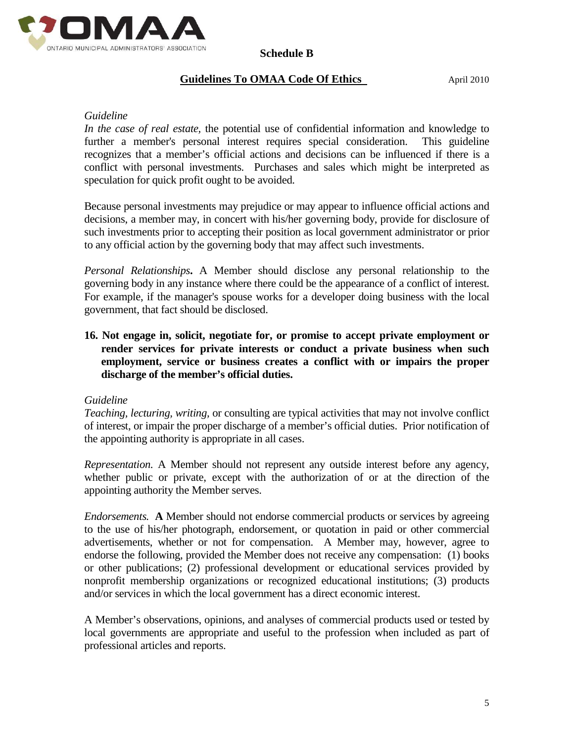**Schedule B**

**Guidelines To OMAA Code Of Ethics** April 2010

*Guideline*

*In the case of real estate*, the potential use of confidential information and knowledge to further a member's personal interest requires special consideration. This guideline recognizes that a member's official actions and decisions can be influenced if there is a conflict with personal investments. Purchases and sales which might be interpreted as speculation for quick profit ought to be avoided.

Because personal investments may prejudice or may appear to influence official actions and decisions, a member may, in concert with his/her governing body, provide for disclosure of such investments prior to accepting their position as local government administrator or prior to any official action by the governing body that may affect such investments.

*Personal Relationships***.** A Member should disclose any personal relationship to the governing body in any instance where there could be the appearance of a conflict of interest. For example, if the manager's spouse works for a developer doing business with the local government, that fact should be disclosed.

**16. Not engage in, solicit, negotiate for, or promise to accept private employment or render services for private interests or conduct a private business when such employment, service or business creates a conflict with or impairs the proper discharge of the member's official duties.**

*Guideline*

*Teaching, lecturing, writing,* or consulting are typical activities that may not involve conflict of interest, or impair the proper discharge of a member's official duties. Prior notification of the appointing authority is appropriate in all cases.

*Representation.* A Member should not represent any outside interest before any agency, whether public or private, except with the authorization of or at the direction of the appointing authority the Member serves.

*Endorsements.* **A** Member should not endorse commercial products or services by agreeing to the use of his/her photograph, endorsement, or quotation in paid or other commercial advertisements, whether or not for compensation. A Member may, however, agree to endorse the following, provided the Member does not receive any compensation: (1) books or other publications; (2) professional development or educational services provided by nonprofit membership organizations or recognized educational institutions; (3) products and/or services in which the local government has a direct economic interest.

A Member's observations, opinions, and analyses of commercial products used or tested by local governments are appropriate and useful to the profession when included as part of professional articles and reports.